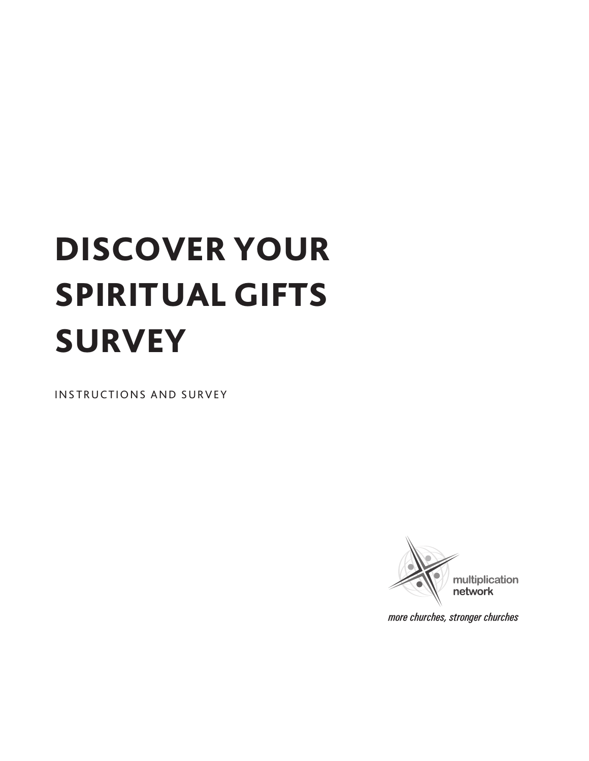# DISCOVER YOUR SPIRITUAL GIFTS SURVEY

INSTRUCTIONS AND SURVEY

multiplication network

*more churches, stronger churches*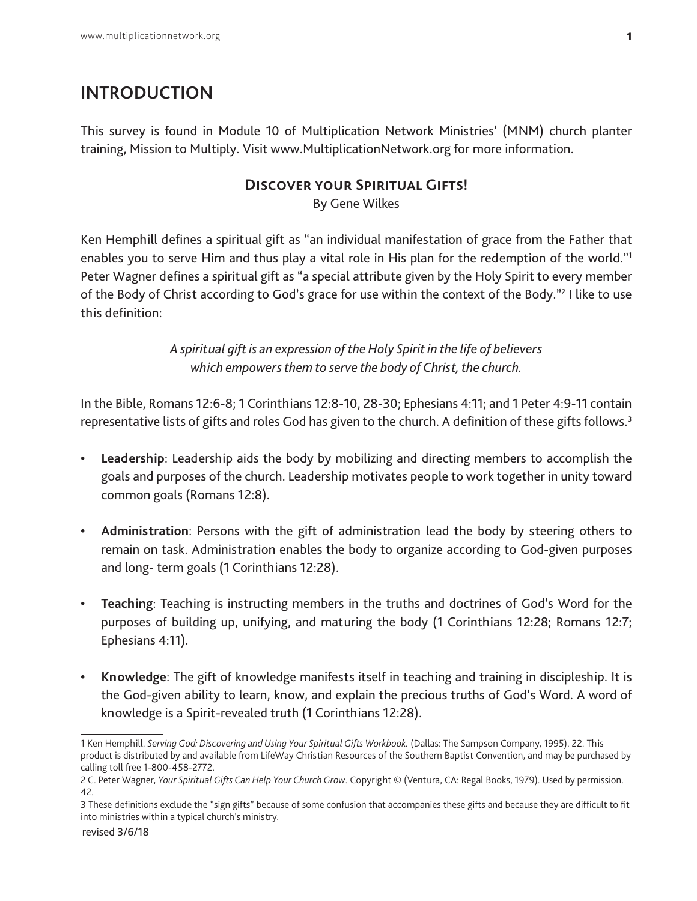## INTRODUCTION

This survey is found in Module 10 of Multiplication Network Ministries' (MNM) church planter training, Mission to Multiply. Visit www.MultiplicationNetwork.org for more information.

### Discover your Spiritual Gifts!

By Gene Wilkes

Ken Hemphill defines a spiritual gift as "an individual manifestation of grace from the Father that enables you to serve Him and thus play a vital role in His plan for the redemption of the world."[1] Peter Wagner defines a spiritual gift as "a special attribute given by the Holy Spirit to every member of the Body of Christ according to God's grace for use within the context of the Body."[2] I like to use this definition:

*A spiritual gift is an expression of the Holy Spirit in the life of believers which empowers them to serve the body of Christ, the church.*

In the Bible, Romans 12:6-8; 1 Corinthians 12:8-10, 28-30; Ephesians 4:11; and 1 Peter 4:9-11 contain representative lists of gifts and roles God has given to the church. A definition of these gifts follows.[3]

- **Leadership**: Leadership aids the body by mobilizing and directing members to accomplish the goals and purposes of the church. Leadership motivates people to work together in unity toward common goals (Romans 12:8).
- **Administration**: Persons with the gift of administration lead the body by steering others to remain on task. Administration enables the body to organize according to God-given purposes and long- term goals (1 Corinthians 12:28).
- **Teaching**: Teaching is instructing members in the truths and doctrines of God's Word for the purposes of building up, unifying, and maturing the body (1 Corinthians 12:28; Romans 12:7; Ephesians 4:11).
- **Knowledge**: The gift of knowledge manifests itself in teaching and training in discipleship. It is the God-given ability to learn, know, and explain the precious truths of God's Word. A word of knowledge is a Spirit-revealed truth (1 Corinthians 12:28).

---

1 Ken Hemphill. *Serving God: Discovering and Using Your Spiritual Gifts Workbook.* (Dallas: The Sampson Company, 1995). 22. This product is distributed by and available from LifeWay Christian Resources of the Southern Baptist Convention, and may be purchased by calling toll free 1-800-458-2772.

2 C. Peter Wagner, *Your Spiritual Gifts Can Help Your Church Grow*. Copyright © (Ventura, CA: Regal Books, 1979). Used by permission. 42.

3 These definitions exclude the "sign gifts" because of some confusion that accompanies these gifts and because they are difficult to fit into ministries within a typical church's ministry.

revised 3/6/18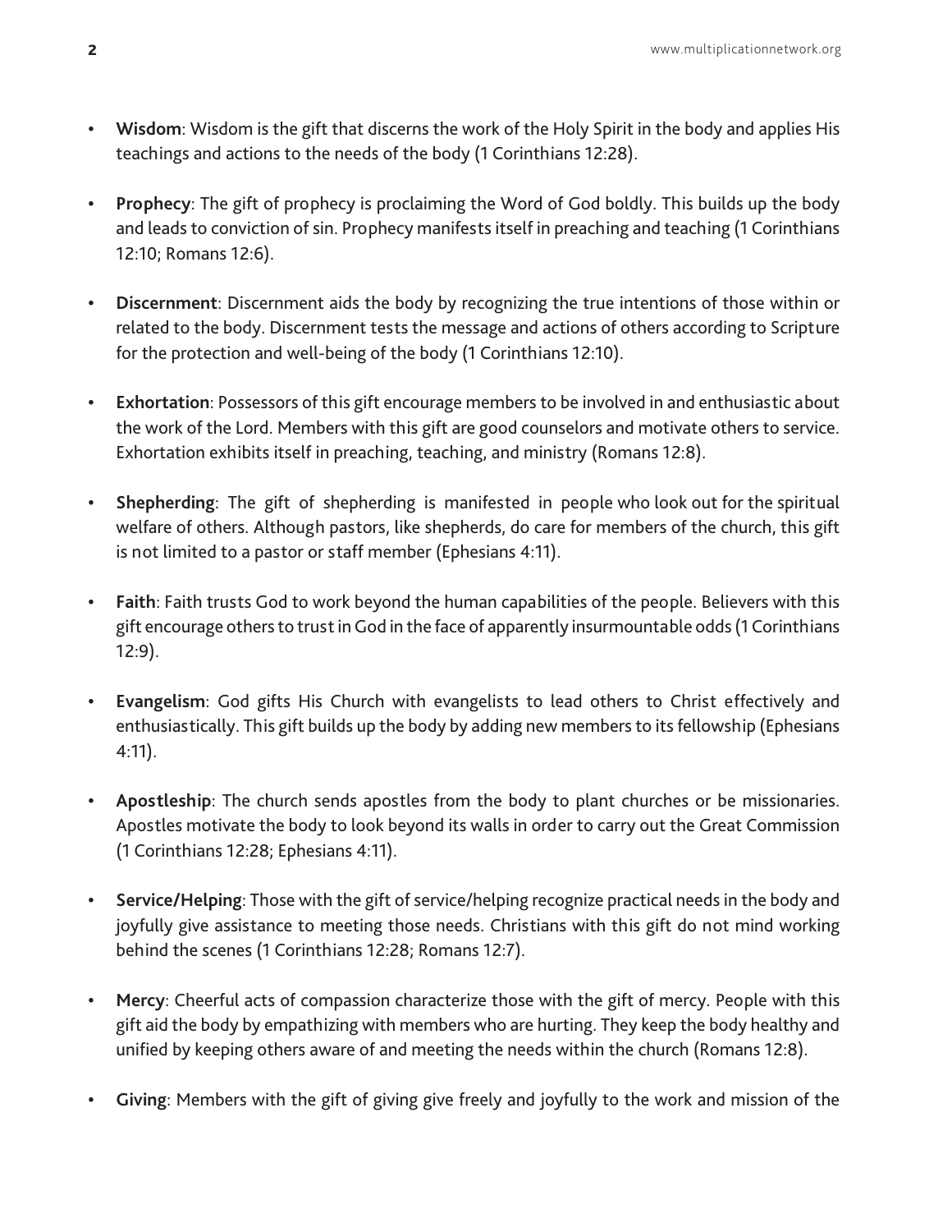- **Wisdom**: Wisdom is the gift that discerns the work of the Holy Spirit in the body and applies His teachings and actions to the needs of the body (1 Corinthians 12:28).

- **Prophecy**: The gift of prophecy is proclaiming the Word of God boldly. This builds up the body and leads to conviction of sin. Prophecy manifests itself in preaching and teaching (1 Corinthians 12:10; Romans 12:6).

- **Discernment**: Discernment aids the body by recognizing the true intentions of those within or related to the body. Discernment tests the message and actions of others according to Scripture for the protection and well-being of the body (1 Corinthians 12:10).

- **Exhortation**: Possessors of this gift encourage members to be involved in and enthusiastic about the work of the Lord. Members with this gift are good counselors and motivate others to service. Exhortation exhibits itself in preaching, teaching, and ministry (Romans 12:8).

- **Shepherding**: The gift of shepherding is manifested in people who look out for the spiritual welfare of others. Although pastors, like shepherds, do care for members of the church, this gift is not limited to a pastor or staff member (Ephesians 4:11).

- **Faith**: Faith trusts God to work beyond the human capabilities of the people. Believers with this gift encourage others to trust in God in the face of apparently insurmountable odds (1 Corinthians 12:9).

- **Evangelism**: God gifts His Church with evangelists to lead others to Christ effectively and enthusiastically. This gift builds up the body by adding new members to its fellowship (Ephesians 4:11).

- **Apostleship**: The church sends apostles from the body to plant churches or be missionaries. Apostles motivate the body to look beyond its walls in order to carry out the Great Commission (1 Corinthians 12:28; Ephesians 4:11).

- **Service/Helping**: Those with the gift of service/helping recognize practical needs in the body and joyfully give assistance to meeting those needs. Christians with this gift do not mind working behind the scenes (1 Corinthians 12:28; Romans 12:7).

- **Mercy**: Cheerful acts of compassion characterize those with the gift of mercy. People with this gift aid the body by empathizing with members who are hurting. They keep the body healthy and unified by keeping others aware of and meeting the needs within the church (Romans 12:8).

- **Giving**: Members with the gift of giving give freely and joyfully to the work and mission of the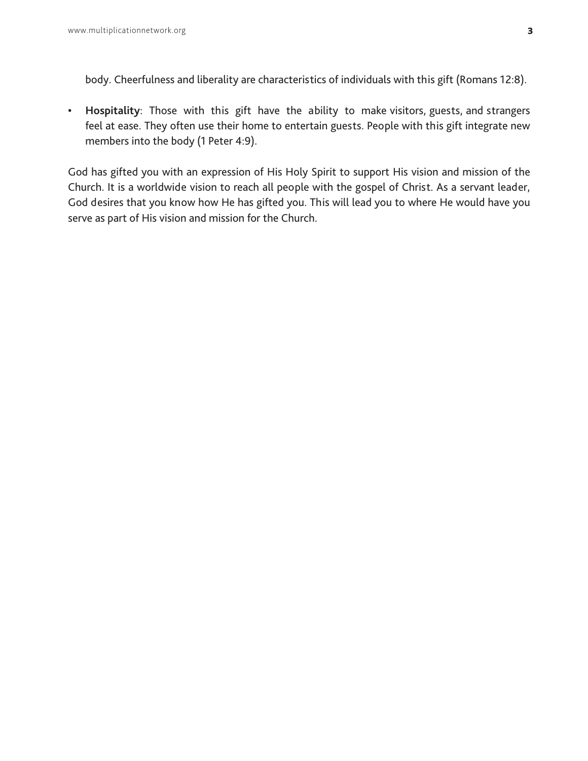body. Cheerfulness and liberality are characteristics of individuals with this gift (Romans 12:8).

- **Hospitality**: Those with this gift have the ability to make visitors, guests, and strangers feel at ease. They often use their home to entertain guests. People with this gift integrate new members into the body (1 Peter 4:9).

God has gifted you with an expression of His Holy Spirit to support His vision and mission of the Church. It is a worldwide vision to reach all people with the gospel of Christ. As a servant leader, God desires that you know how He has gifted you. This will lead you to where He would have you serve as part of His vision and mission for the Church.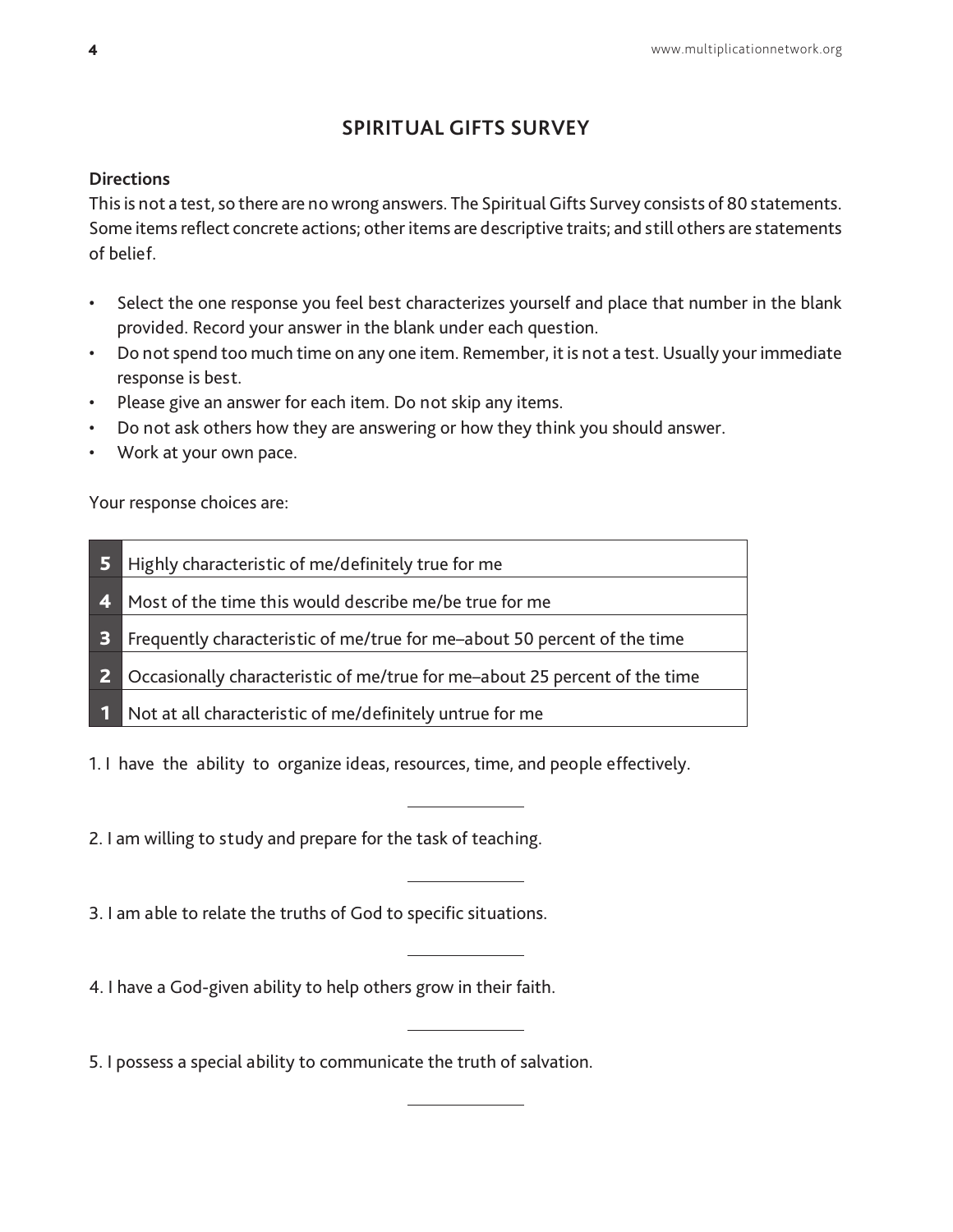## SPIRITUAL GIFTS SURVEY

**Directions**

This is not a test, so there are no wrong answers. The Spiritual Gifts Survey consists of 80 statements. Some items reflect concrete actions; other items are descriptive traits; and still others are statements of belief.

- Select the one response you feel best characterizes yourself and place that number in the blank provided. Record your answer in the blank under each question.
- Do not spend too much time on any one item. Remember, it is not a test. Usually your immediate response is best.
- Please give an answer for each item. Do not skip any items.
- Do not ask others how they are answering or how they think you should answer.
- Work at your own pace.

Your response choices are:

| | |
|---|---|
| **5** | Highly characteristic of me/definitely true for me |
| **4** | Most of the time this would describe me/be true for me |
| **3** | Frequently characteristic of me/true for me–about 50 percent of the time |
| **2** | Occasionally characteristic of me/true for me–about 25 percent of the time |
| **1** | Not at all characteristic of me/definitely untrue for me |

1. I have the ability to organize ideas, resources, time, and people effectively.

______________

2. I am willing to study and prepare for the task of teaching.

______________

3. I am able to relate the truths of God to specific situations.

______________

4. I have a God-given ability to help others grow in their faith.

______________

5. I possess a special ability to communicate the truth of salvation.

______________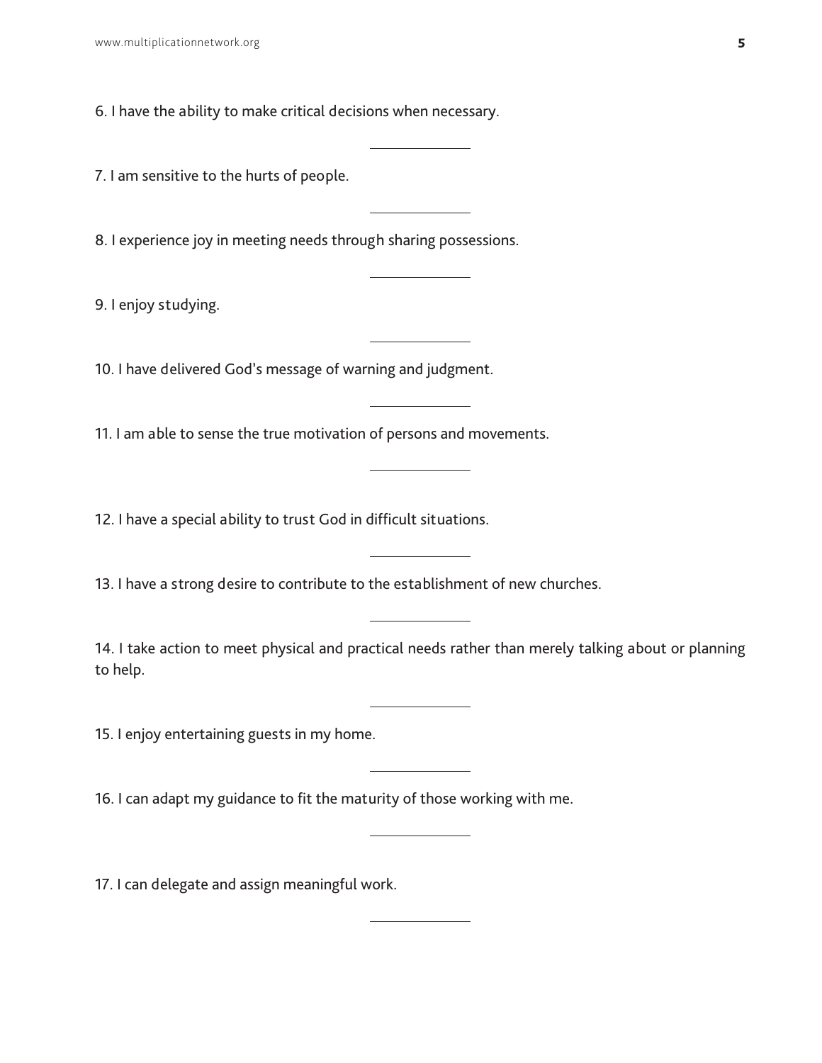6. I have the ability to make critical decisions when necessary.

\_\_\_\_\_\_\_\_\_\_

7. I am sensitive to the hurts of people.

\_\_\_\_\_\_\_\_\_\_

8. I experience joy in meeting needs through sharing possessions.

\_\_\_\_\_\_\_\_\_\_

9. I enjoy studying.

\_\_\_\_\_\_\_\_\_\_

10. I have delivered God's message of warning and judgment.

\_\_\_\_\_\_\_\_\_\_

11. I am able to sense the true motivation of persons and movements.

\_\_\_\_\_\_\_\_\_\_

12. I have a special ability to trust God in difficult situations.

\_\_\_\_\_\_\_\_\_\_

13. I have a strong desire to contribute to the establishment of new churches.

\_\_\_\_\_\_\_\_\_\_

14. I take action to meet physical and practical needs rather than merely talking about or planning to help.

\_\_\_\_\_\_\_\_\_\_

15. I enjoy entertaining guests in my home.

\_\_\_\_\_\_\_\_\_\_

16. I can adapt my guidance to fit the maturity of those working with me.

\_\_\_\_\_\_\_\_\_\_

17. I can delegate and assign meaningful work.

\_\_\_\_\_\_\_\_\_\_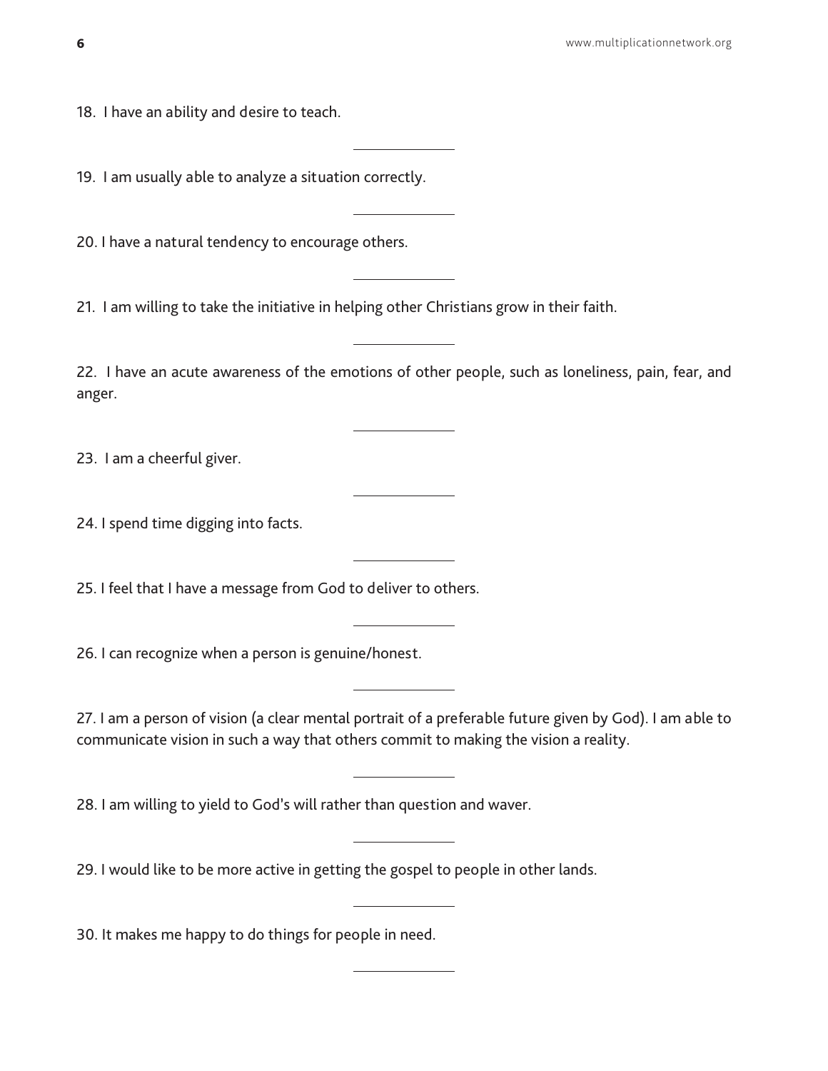18. I have an ability and desire to teach.

\_\_\_\_\_\_\_\_\_\_\_\_

19. I am usually able to analyze a situation correctly.

\_\_\_\_\_\_\_\_\_\_\_\_

20. I have a natural tendency to encourage others.

\_\_\_\_\_\_\_\_\_\_\_\_

21. I am willing to take the initiative in helping other Christians grow in their faith.

\_\_\_\_\_\_\_\_\_\_\_\_

22. I have an acute awareness of the emotions of other people, such as loneliness, pain, fear, and anger.

\_\_\_\_\_\_\_\_\_\_\_\_

23. I am a cheerful giver.

\_\_\_\_\_\_\_\_\_\_\_\_

24. I spend time digging into facts.

\_\_\_\_\_\_\_\_\_\_\_\_

25. I feel that I have a message from God to deliver to others.

\_\_\_\_\_\_\_\_\_\_\_\_

26. I can recognize when a person is genuine/honest.

\_\_\_\_\_\_\_\_\_\_\_\_

27. I am a person of vision (a clear mental portrait of a preferable future given by God). I am able to communicate vision in such a way that others commit to making the vision a reality.

\_\_\_\_\_\_\_\_\_\_\_\_

28. I am willing to yield to God's will rather than question and waver.

\_\_\_\_\_\_\_\_\_\_\_\_

29. I would like to be more active in getting the gospel to people in other lands.

\_\_\_\_\_\_\_\_\_\_\_\_

30. It makes me happy to do things for people in need.

\_\_\_\_\_\_\_\_\_\_\_\_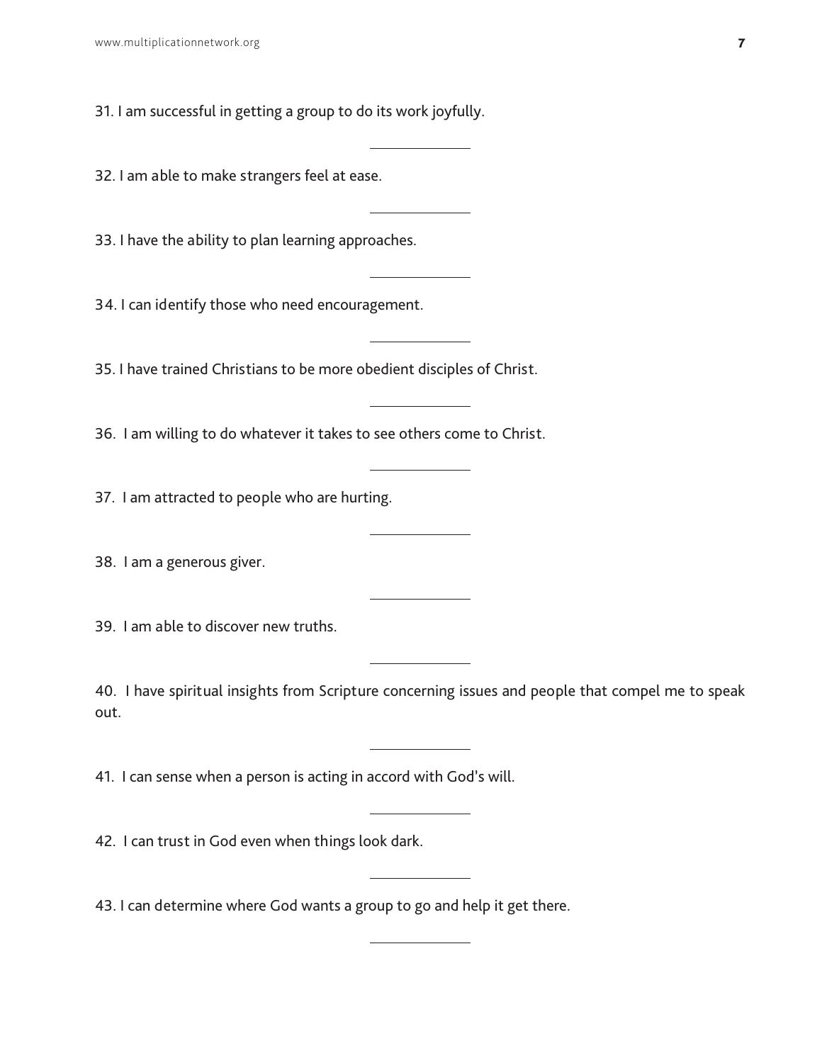31. I am successful in getting a group to do its work joyfully.

_____________

32. I am able to make strangers feel at ease.

_____________

33. I have the ability to plan learning approaches.

_____________

34. I can identify those who need encouragement.

_____________

35. I have trained Christians to be more obedient disciples of Christ.

_____________

36. I am willing to do whatever it takes to see others come to Christ.

_____________

37. I am attracted to people who are hurting.

_____________

38. I am a generous giver.

_____________

39. I am able to discover new truths.

_____________

40. I have spiritual insights from Scripture concerning issues and people that compel me to speak out.

_____________

41. I can sense when a person is acting in accord with God's will.

_____________

42. I can trust in God even when things look dark.

_____________

43. I can determine where God wants a group to go and help it get there.

_____________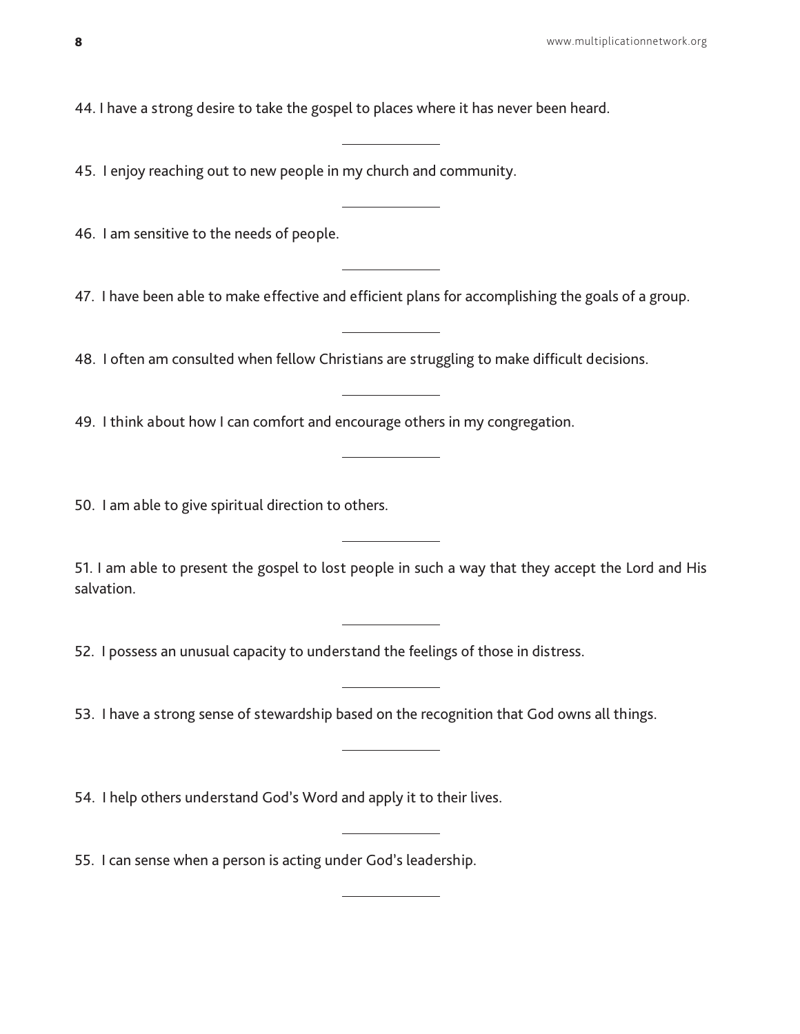44. I have a strong desire to take the gospel to places where it has never been heard.

\_\_\_\_\_\_\_\_\_\_\_\_

45. I enjoy reaching out to new people in my church and community.

\_\_\_\_\_\_\_\_\_\_\_\_

46. I am sensitive to the needs of people.

\_\_\_\_\_\_\_\_\_\_\_\_

47. I have been able to make effective and efficient plans for accomplishing the goals of a group.

\_\_\_\_\_\_\_\_\_\_\_\_

48. I often am consulted when fellow Christians are struggling to make difficult decisions.

\_\_\_\_\_\_\_\_\_\_\_\_

49. I think about how I can comfort and encourage others in my congregation.

\_\_\_\_\_\_\_\_\_\_\_\_

50. I am able to give spiritual direction to others.

\_\_\_\_\_\_\_\_\_\_\_\_

51. I am able to present the gospel to lost people in such a way that they accept the Lord and His salvation.

\_\_\_\_\_\_\_\_\_\_\_\_

52. I possess an unusual capacity to understand the feelings of those in distress.

\_\_\_\_\_\_\_\_\_\_\_\_

53. I have a strong sense of stewardship based on the recognition that God owns all things.

\_\_\_\_\_\_\_\_\_\_\_\_

54. I help others understand God's Word and apply it to their lives.

\_\_\_\_\_\_\_\_\_\_\_\_

55. I can sense when a person is acting under God's leadership.

\_\_\_\_\_\_\_\_\_\_\_\_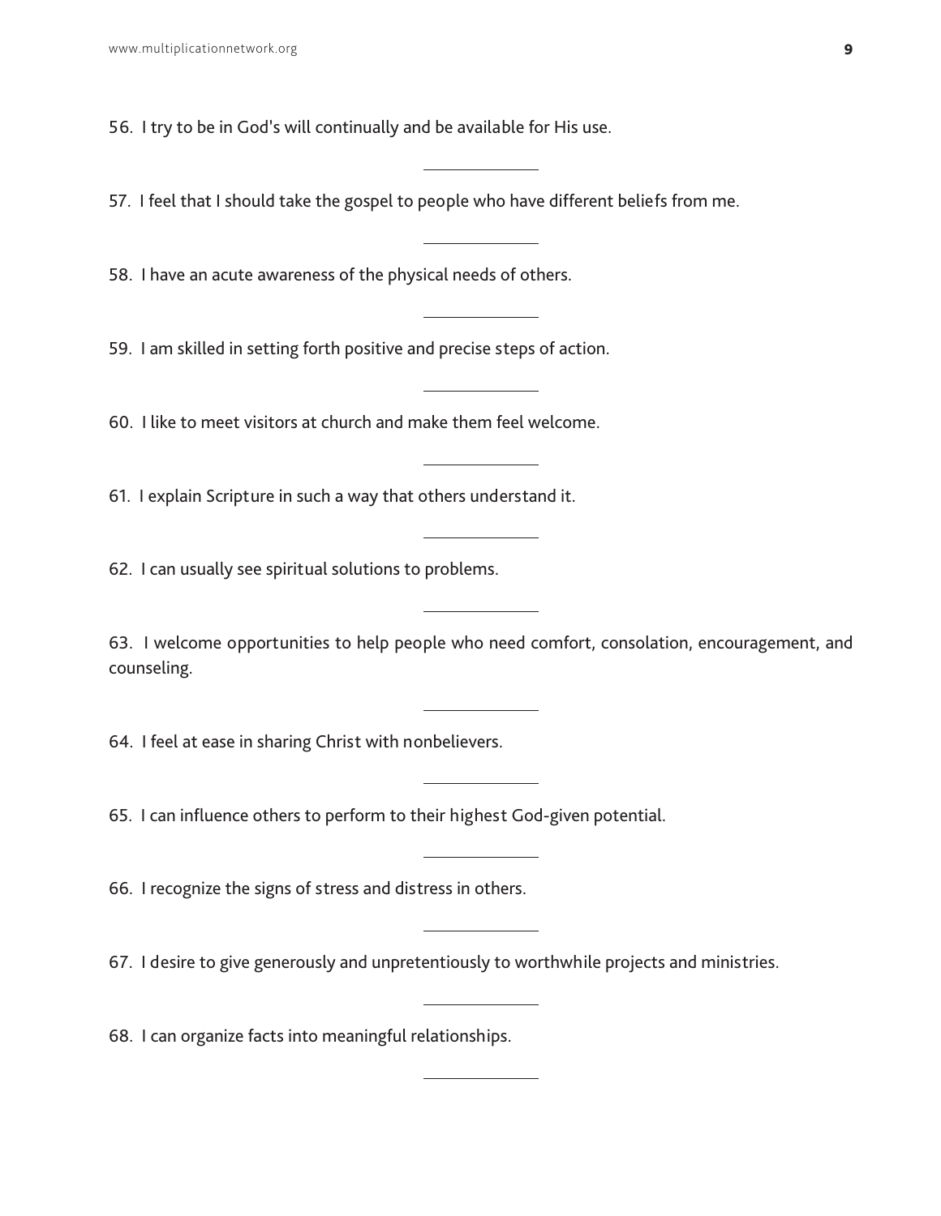56. I try to be in God's will continually and be available for His use.

\_\_\_\_\_\_\_\_\_\_

57. I feel that I should take the gospel to people who have different beliefs from me.

\_\_\_\_\_\_\_\_\_\_

58. I have an acute awareness of the physical needs of others.

\_\_\_\_\_\_\_\_\_\_

59. I am skilled in setting forth positive and precise steps of action.

\_\_\_\_\_\_\_\_\_\_

60. I like to meet visitors at church and make them feel welcome.

\_\_\_\_\_\_\_\_\_\_

61. I explain Scripture in such a way that others understand it.

\_\_\_\_\_\_\_\_\_\_

62. I can usually see spiritual solutions to problems.

\_\_\_\_\_\_\_\_\_\_

63. I welcome opportunities to help people who need comfort, consolation, encouragement, and counseling.

\_\_\_\_\_\_\_\_\_\_

64. I feel at ease in sharing Christ with nonbelievers.

\_\_\_\_\_\_\_\_\_\_

65. I can influence others to perform to their highest God-given potential.

\_\_\_\_\_\_\_\_\_\_

66. I recognize the signs of stress and distress in others.

\_\_\_\_\_\_\_\_\_\_

67. I desire to give generously and unpretentiously to worthwhile projects and ministries.

\_\_\_\_\_\_\_\_\_\_

68. I can organize facts into meaningful relationships.

\_\_\_\_\_\_\_\_\_\_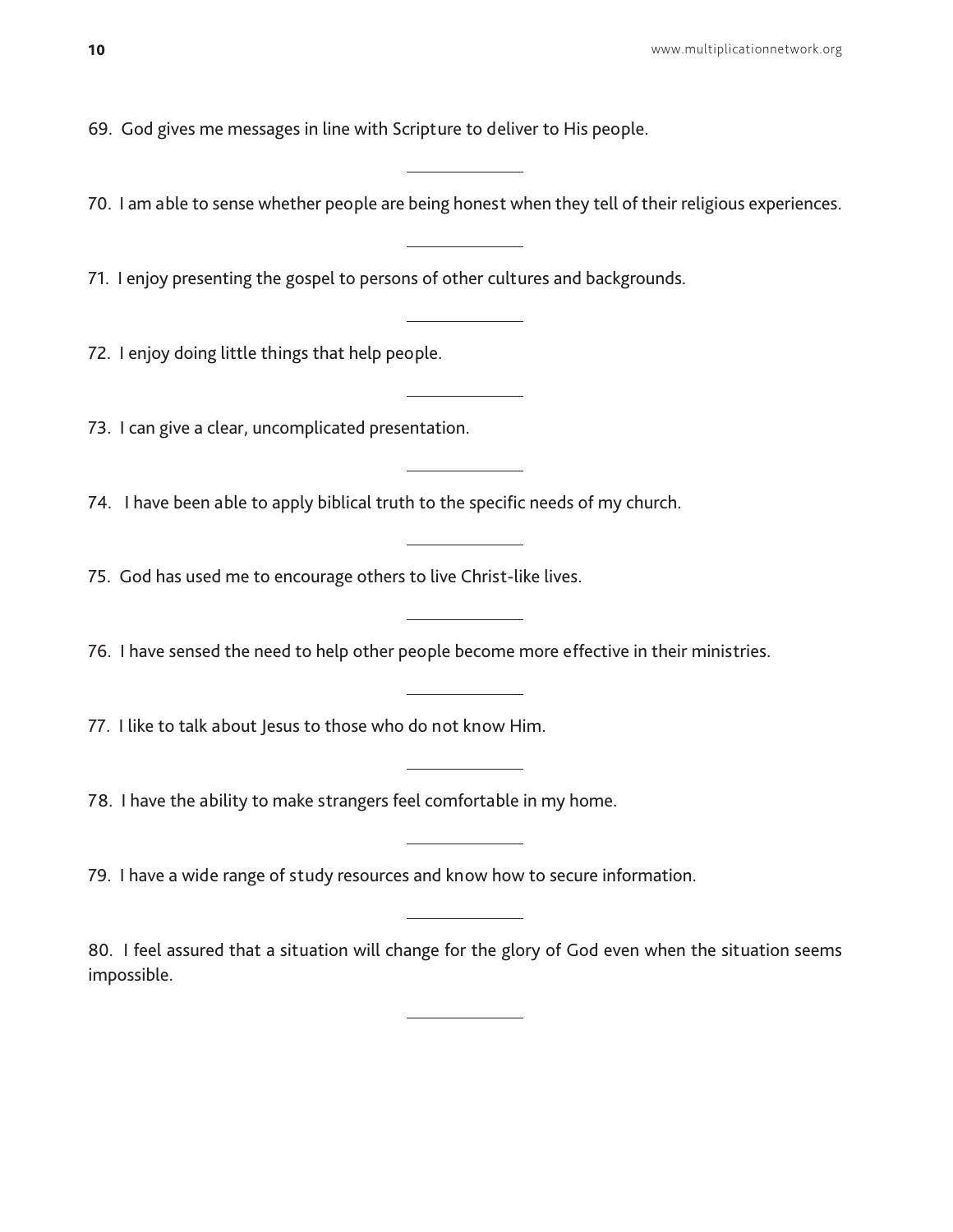69. God gives me messages in line with Scripture to deliver to His people.

\_\_\_\_\_\_\_\_\_\_\_\_

70. I am able to sense whether people are being honest when they tell of their religious experiences.

\_\_\_\_\_\_\_\_\_\_\_\_

71. I enjoy presenting the gospel to persons of other cultures and backgrounds.

\_\_\_\_\_\_\_\_\_\_\_\_

72. I enjoy doing little things that help people.

\_\_\_\_\_\_\_\_\_\_\_\_

73. I can give a clear, uncomplicated presentation.

\_\_\_\_\_\_\_\_\_\_\_\_

74. I have been able to apply biblical truth to the specific needs of my church.

\_\_\_\_\_\_\_\_\_\_\_\_

75. God has used me to encourage others to live Christ-like lives.

\_\_\_\_\_\_\_\_\_\_\_\_

76. I have sensed the need to help other people become more effective in their ministries.

\_\_\_\_\_\_\_\_\_\_\_\_

77. I like to talk about Jesus to those who do not know Him.

\_\_\_\_\_\_\_\_\_\_\_\_

78. I have the ability to make strangers feel comfortable in my home.

\_\_\_\_\_\_\_\_\_\_\_\_

79. I have a wide range of study resources and know how to secure information.

\_\_\_\_\_\_\_\_\_\_\_\_

80. I feel assured that a situation will change for the glory of God even when the situation seems impossible.

\_\_\_\_\_\_\_\_\_\_\_\_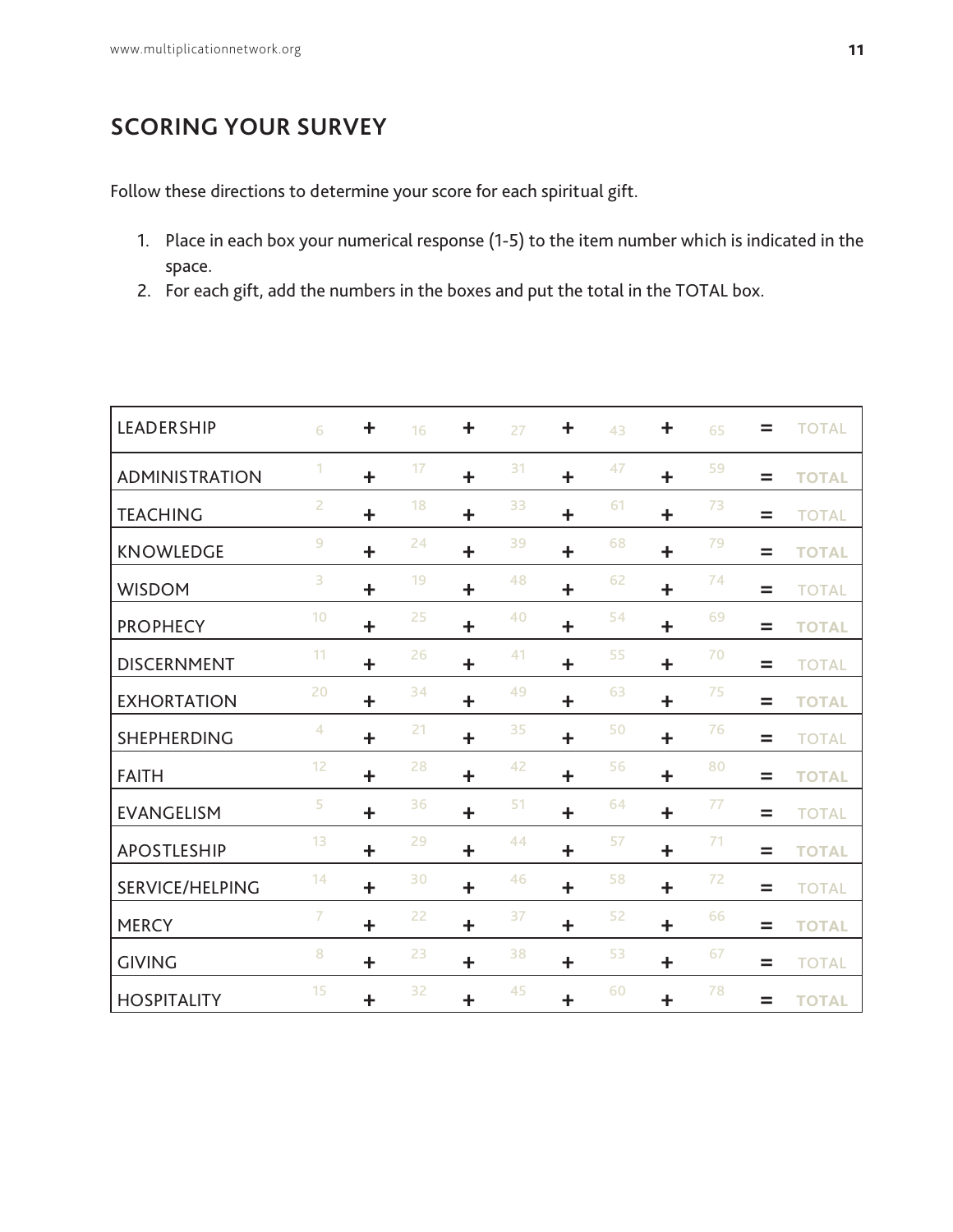## SCORING YOUR SURVEY

Follow these directions to determine your score for each spiritual gift.

1. Place in each box your numerical response (1-5) to the item number which is indicated in the space.
2. For each gift, add the numbers in the boxes and put the total in the TOTAL box.

| | | | | | | | | | | | |
|---|---|---|---|---|---|---|---|---|---|---|---|
| LEADERSHIP | 6 | + | 16 | + | 27 | + | 43 | + | 65 | = | TOTAL |
| ADMINISTRATION | 1 | + | 17 | + | 31 | + | 47 | + | 59 | = | TOTAL |
| TEACHING | 2 | + | 18 | + | 33 | + | 61 | + | 73 | = | TOTAL |
| KNOWLEDGE | 9 | + | 24 | + | 39 | + | 68 | + | 79 | = | TOTAL |
| WISDOM | 3 | + | 19 | + | 48 | + | 62 | + | 74 | = | TOTAL |
| PROPHECY | 10 | + | 25 | + | 40 | + | 54 | + | 69 | = | TOTAL |
| DISCERNMENT | 11 | + | 26 | + | 41 | + | 55 | + | 70 | = | TOTAL |
| EXHORTATION | 20 | + | 34 | + | 49 | + | 63 | + | 75 | = | TOTAL |
| SHEPHERDING | 4 | + | 21 | + | 35 | + | 50 | + | 76 | = | TOTAL |
| FAITH | 12 | + | 28 | + | 42 | + | 56 | + | 80 | = | TOTAL |
| EVANGELISM | 5 | + | 36 | + | 51 | + | 64 | + | 77 | = | TOTAL |
| APOSTLESHIP | 13 | + | 29 | + | 44 | + | 57 | + | 71 | = | TOTAL |
| SERVICE/HELPING | 14 | + | 30 | + | 46 | + | 58 | + | 72 | = | TOTAL |
| MERCY | 7 | + | 22 | + | 37 | + | 52 | + | 66 | = | TOTAL |
| GIVING | 8 | + | 23 | + | 38 | + | 53 | + | 67 | = | TOTAL |
| HOSPITALITY | 15 | + | 32 | + | 45 | + | 60 | + | 78 | = | TOTAL |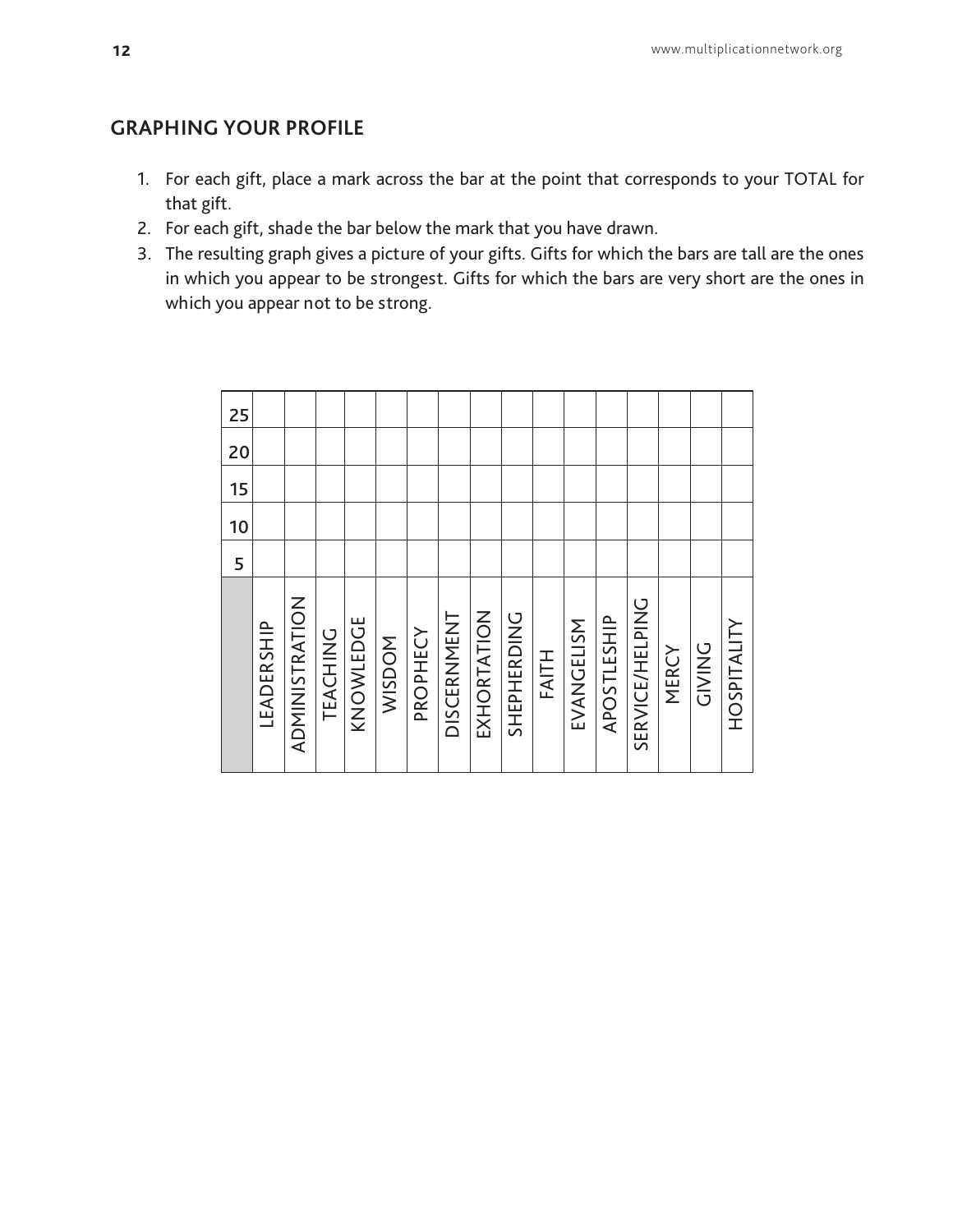## GRAPHING YOUR PROFILE

1. For each gift, place a mark across the bar at the point that corresponds to your TOTAL for that gift.
2. For each gift, shade the bar below the mark that you have drawn.
3. The resulting graph gives a picture of your gifts. Gifts for which the bars are tall are the ones in which you appear to be strongest. Gifts for which the bars are very short are the ones in which you appear not to be strong.

| | | | | | | | | | | | | | | | | |
|---|---|---|---|---|---|---|---|---|---|---|---|---|---|---|---|---|
| 25 | | | | | | | | | | | | | | | | |
| 20 | | | | | | | | | | | | | | | | |
| 15 | | | | | | | | | | | | | | | | |
| 10 | | | | | | | | | | | | | | | | |
| 5 | | | | | | | | | | | | | | | | |
| | LEADERSHIP | ADMINISTRATION | TEACHING | KNOWLEDGE | WISDOM | PROPHECY | DISCERNMENT | EXHORTATION | SHEPHERDING | FAITH | EVANGELISM | APOSTLESHIP | SERVICE/HELPING | MERCY | GIVING | HOSPITALITY |